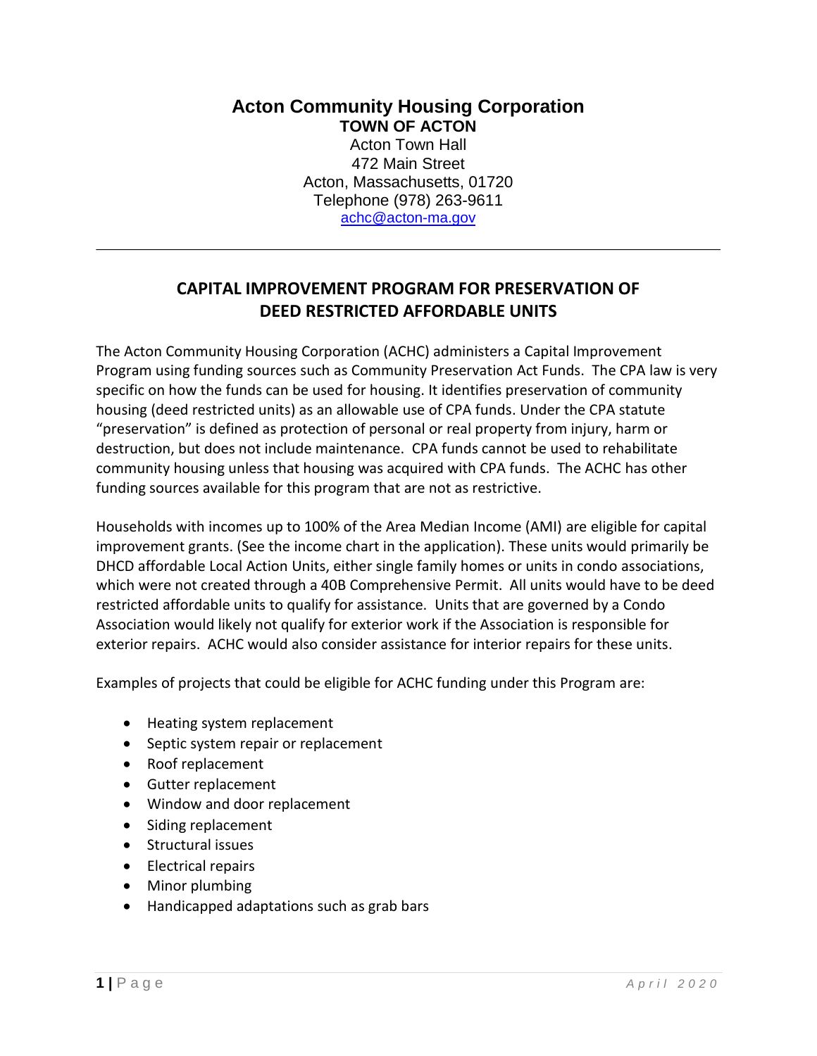# Acton Community Housing Corporation

**TOWN OF ACTON**

Acton Town Hall
472 Main Street
Acton, Massachusetts, 01720
Telephone (978) 263-9611
achc@acton-ma.gov

---

## CAPITAL IMPROVEMENT PROGRAM FOR PRESERVATION OF DEED RESTRICTED AFFORDABLE UNITS

The Acton Community Housing Corporation (ACHC) administers a Capital Improvement Program using funding sources such as Community Preservation Act Funds. The CPA law is very specific on how the funds can be used for housing. It identifies preservation of community housing (deed restricted units) as an allowable use of CPA funds. Under the CPA statute "preservation" is defined as protection of personal or real property from injury, harm or destruction, but does not include maintenance. CPA funds cannot be used to rehabilitate community housing unless that housing was acquired with CPA funds. The ACHC has other funding sources available for this program that are not as restrictive.

Households with incomes up to 100% of the Area Median Income (AMI) are eligible for capital improvement grants. (See the income chart in the application). These units would primarily be DHCD affordable Local Action Units, either single family homes or units in condo associations, which were not created through a 40B Comprehensive Permit. All units would have to be deed restricted affordable units to qualify for assistance. Units that are governed by a Condo Association would likely not qualify for exterior work if the Association is responsible for exterior repairs. ACHC would also consider assistance for interior repairs for these units.

Examples of projects that could be eligible for ACHC funding under this Program are:

- Heating system replacement
- Septic system repair or replacement
- Roof replacement
- Gutter replacement
- Window and door replacement
- Siding replacement
- Structural issues
- Electrical repairs
- Minor plumbing
- Handicapped adaptations such as grab bars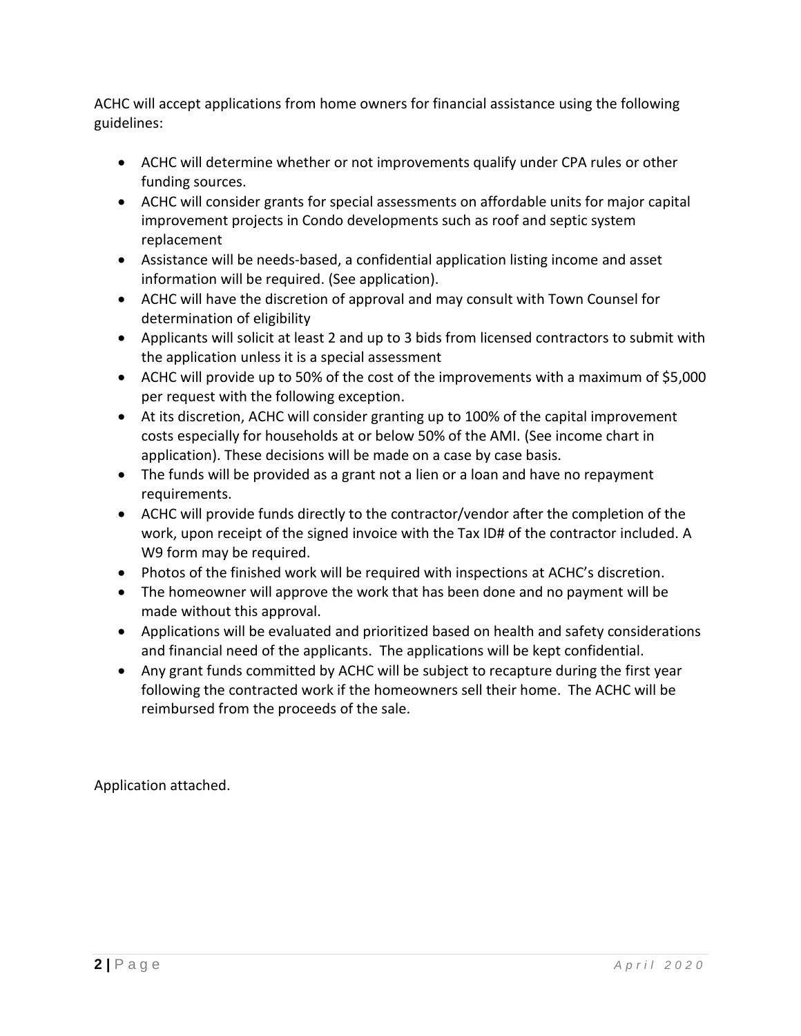ACHC will accept applications from home owners for financial assistance using the following guidelines:

- ACHC will determine whether or not improvements qualify under CPA rules or other funding sources.
- ACHC will consider grants for special assessments on affordable units for major capital improvement projects in Condo developments such as roof and septic system replacement
- Assistance will be needs-based, a confidential application listing income and asset information will be required. (See application).
- ACHC will have the discretion of approval and may consult with Town Counsel for determination of eligibility
- Applicants will solicit at least 2 and up to 3 bids from licensed contractors to submit with the application unless it is a special assessment
- ACHC will provide up to 50% of the cost of the improvements with a maximum of $5,000 per request with the following exception.
- At its discretion, ACHC will consider granting up to 100% of the capital improvement costs especially for households at or below 50% of the AMI. (See income chart in application). These decisions will be made on a case by case basis.
- The funds will be provided as a grant not a lien or a loan and have no repayment requirements.
- ACHC will provide funds directly to the contractor/vendor after the completion of the work, upon receipt of the signed invoice with the Tax ID# of the contractor included. A W9 form may be required.
- Photos of the finished work will be required with inspections at ACHC's discretion.
- The homeowner will approve the work that has been done and no payment will be made without this approval.
- Applications will be evaluated and prioritized based on health and safety considerations and financial need of the applicants. The applications will be kept confidential.
- Any grant funds committed by ACHC will be subject to recapture during the first year following the contracted work if the homeowners sell their home. The ACHC will be reimbursed from the proceeds of the sale.

Application attached.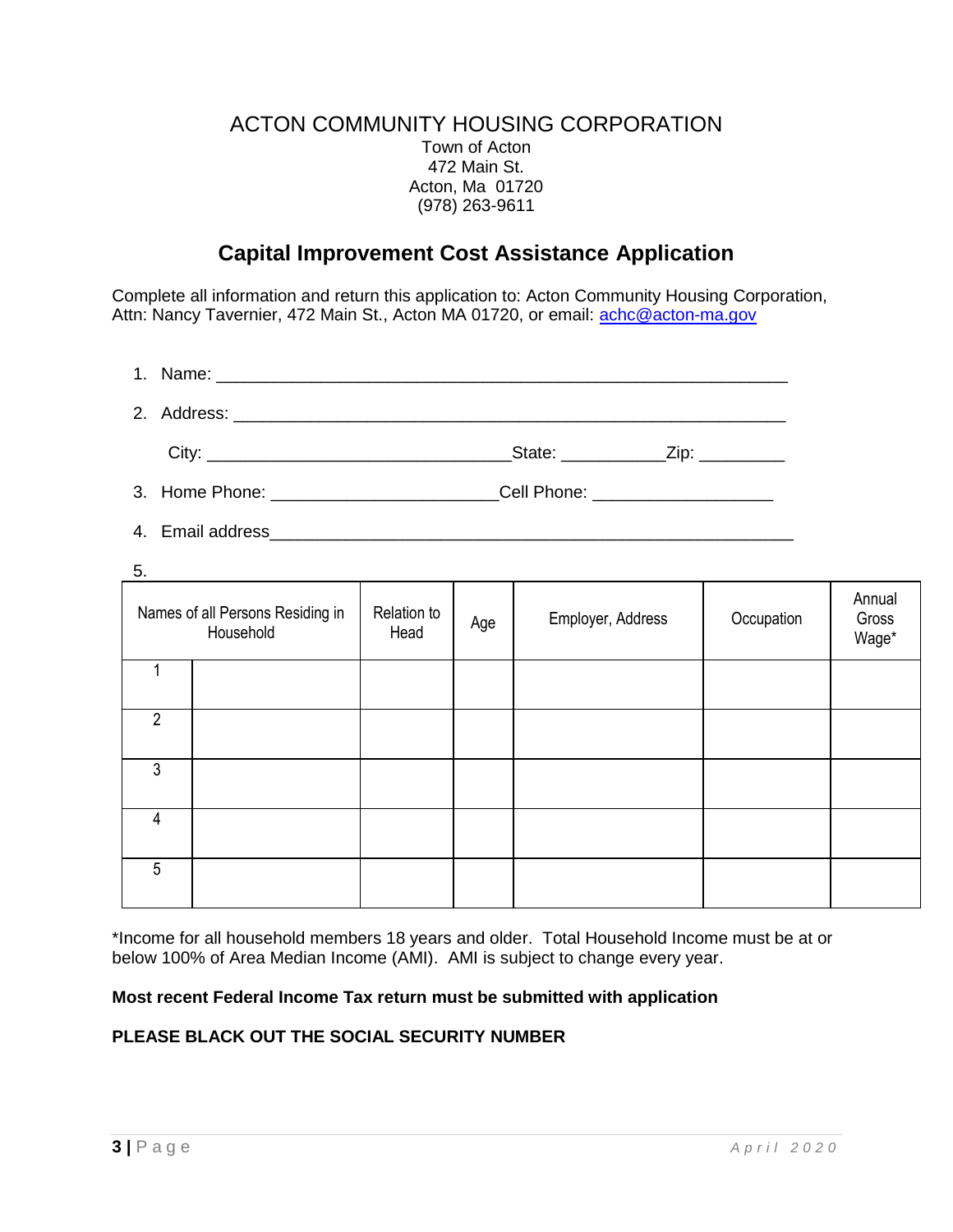ACTON COMMUNITY HOUSING CORPORATION

Town of Acton
472 Main St.
Acton, Ma 01720
(978) 263-9611

## Capital Improvement Cost Assistance Application

Complete all information and return this application to: Acton Community Housing Corporation, Attn: Nancy Tavernier, 472 Main St., Acton MA 01720, or email: achc@acton-ma.gov

1. Name: ____________________________________________________________

2. Address: __________________________________________________________

   City: ________________________________State: ___________Zip: _________

3. Home Phone: ________________________Cell Phone: ___________________

4. Email address_______________________________________________________

5.

| Names of all Persons Residing in Household | | Relation to Head | Age | Employer, Address | Occupation | Annual Gross Wage* |
|---|---|---|---|---|---|---|
| 1 | | | | | | |
| 2 | | | | | | |
| 3 | | | | | | |
| 4 | | | | | | |
| 5 | | | | | | |

*Income for all household members 18 years and older. Total Household Income must be at or below 100% of Area Median Income (AMI). AMI is subject to change every year.

**Most recent Federal Income Tax return must be submitted with application**

**PLEASE BLACK OUT THE SOCIAL SECURITY NUMBER**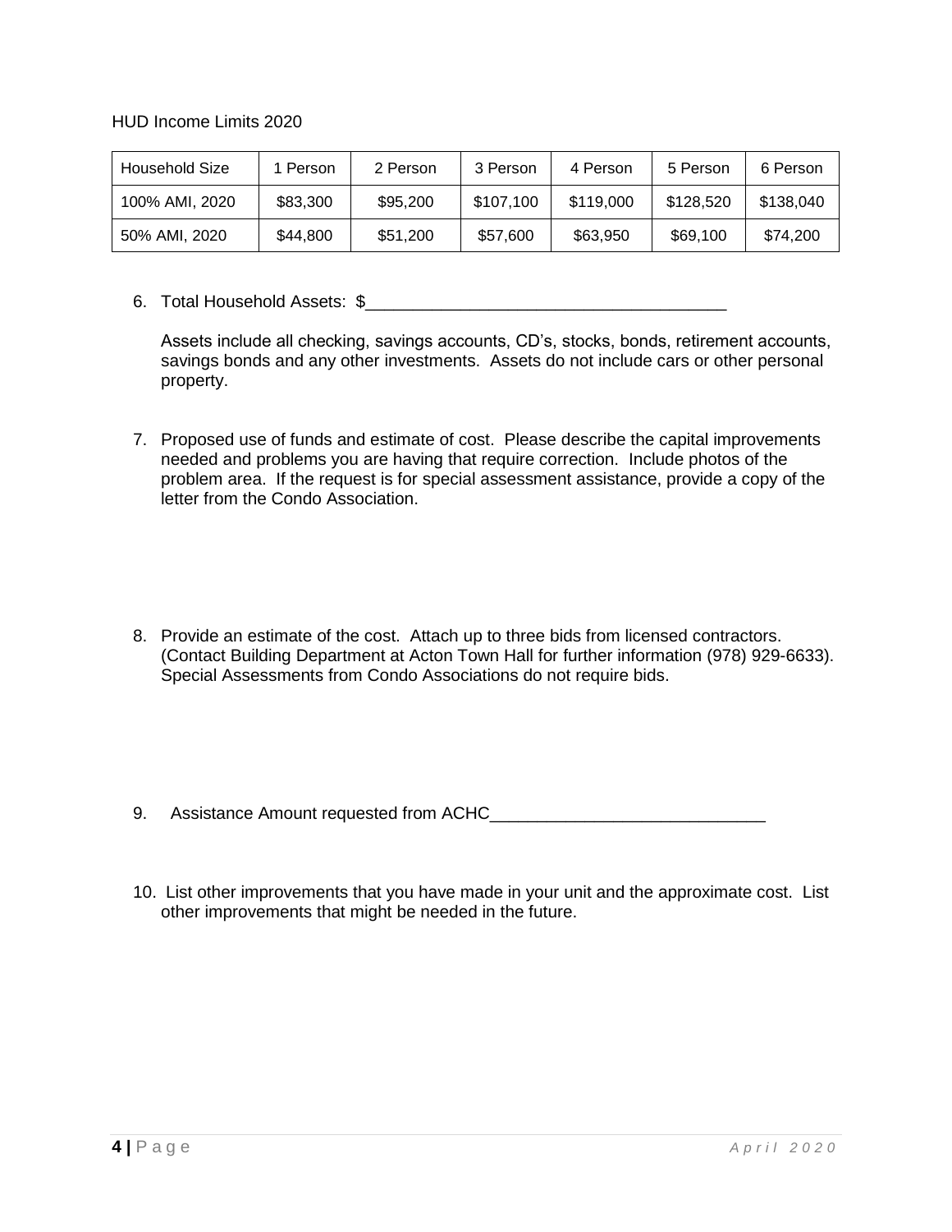HUD Income Limits 2020

| Household Size | 1 Person | 2 Person | 3 Person | 4 Person | 5 Person | 6 Person |
|---|---|---|---|---|---|---|
| 100% AMI, 2020 | $83,300 | $95,200 | $107,100 | $119,000 | $128,520 | $138,040 |
| 50% AMI, 2020 | $44,800 | $51,200 | $57,600 | $63,950 | $69,100 | $74,200 |

6. Total Household Assets: $______________________________________

   Assets include all checking, savings accounts, CD's, stocks, bonds, retirement accounts, savings bonds and any other investments. Assets do not include cars or other personal property.

7. Proposed use of funds and estimate of cost. Please describe the capital improvements needed and problems you are having that require correction. Include photos of the problem area. If the request is for special assessment assistance, provide a copy of the letter from the Condo Association.

8. Provide an estimate of the cost. Attach up to three bids from licensed contractors. (Contact Building Department at Acton Town Hall for further information (978) 929-6633). Special Assessments from Condo Associations do not require bids.

9. Assistance Amount requested from ACHC_____________________________

10. List other improvements that you have made in your unit and the approximate cost. List other improvements that might be needed in the future.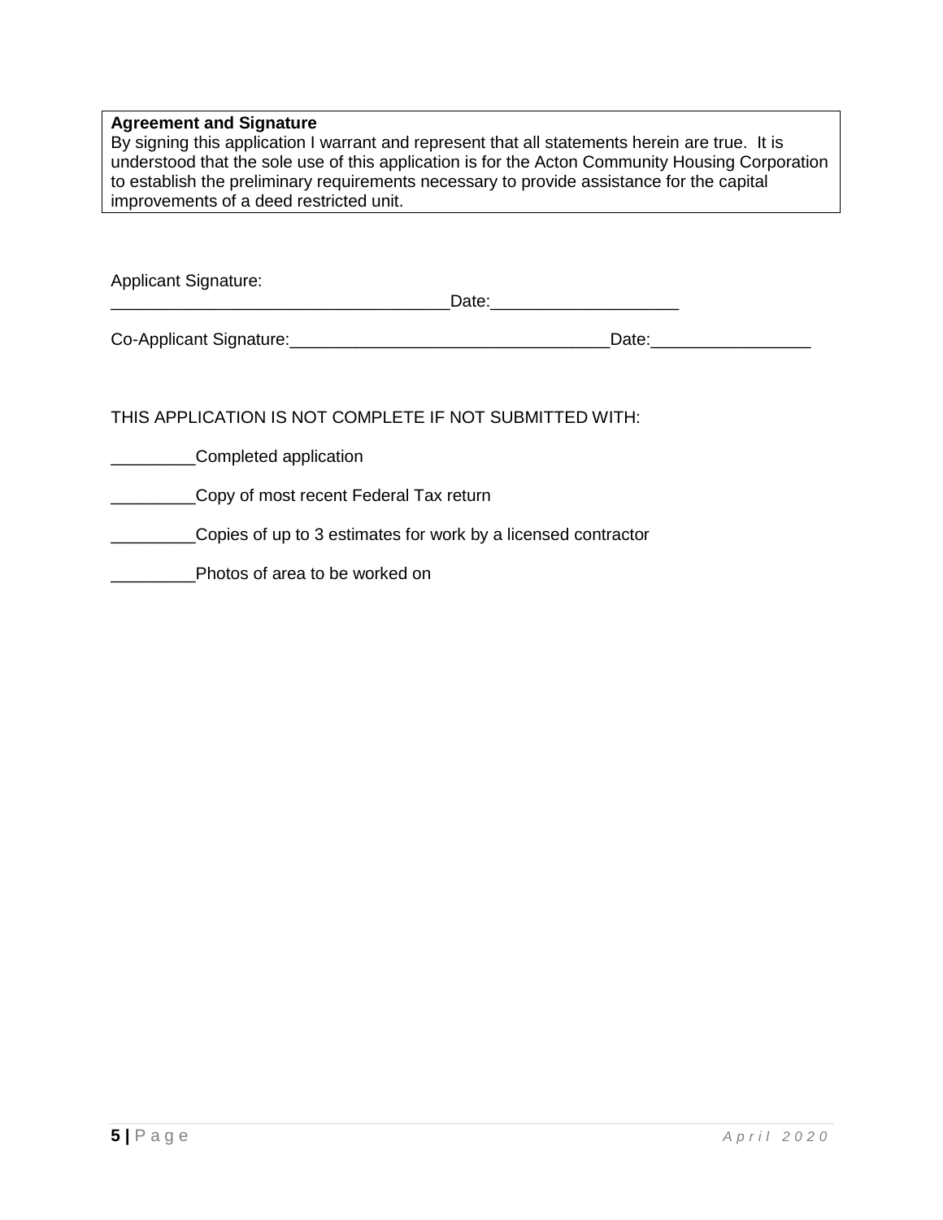**Agreement and Signature**
By signing this application I warrant and represent that all statements herein are true. It is understood that the sole use of this application is for the Acton Community Housing Corporation to establish the preliminary requirements necessary to provide assistance for the capital improvements of a deed restricted unit.

Applicant Signature: ___________________________________Date:___________________

Co-Applicant Signature:_________________________________Date:________________

THIS APPLICATION IS NOT COMPLETE IF NOT SUBMITTED WITH:

_________Completed application

_________Copy of most recent Federal Tax return

_________Copies of up to 3 estimates for work by a licensed contractor

_________Photos of area to be worked on